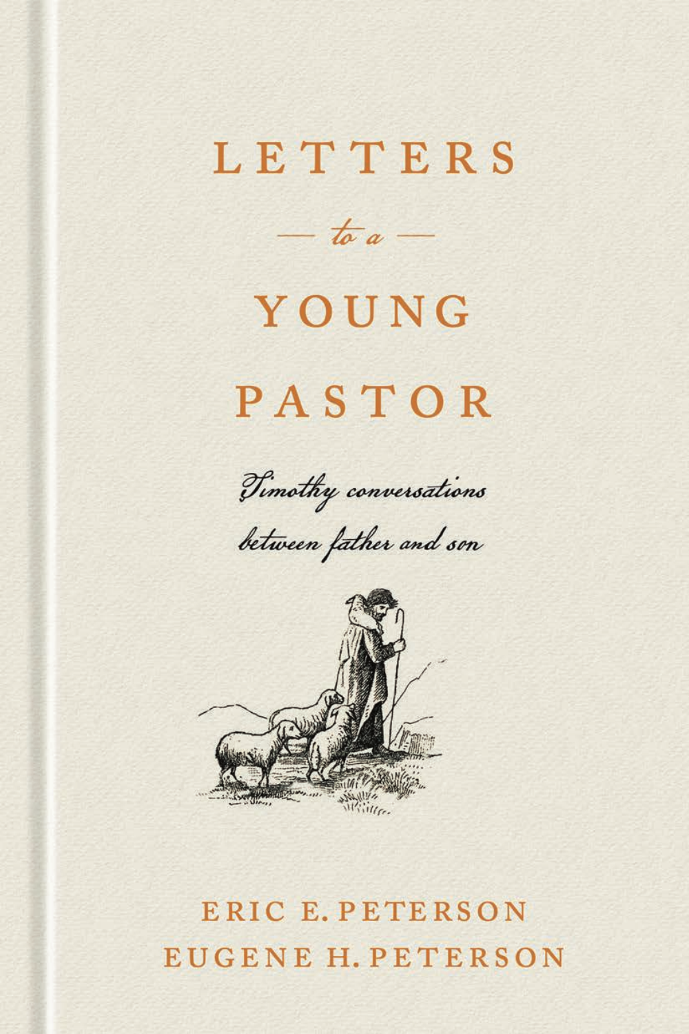# LETTERS

— *to a* —

# YOUNG PASTOR

*Timothy conversations between father and son*

ERIC E. PETERSON

EUGENE H. PETERSON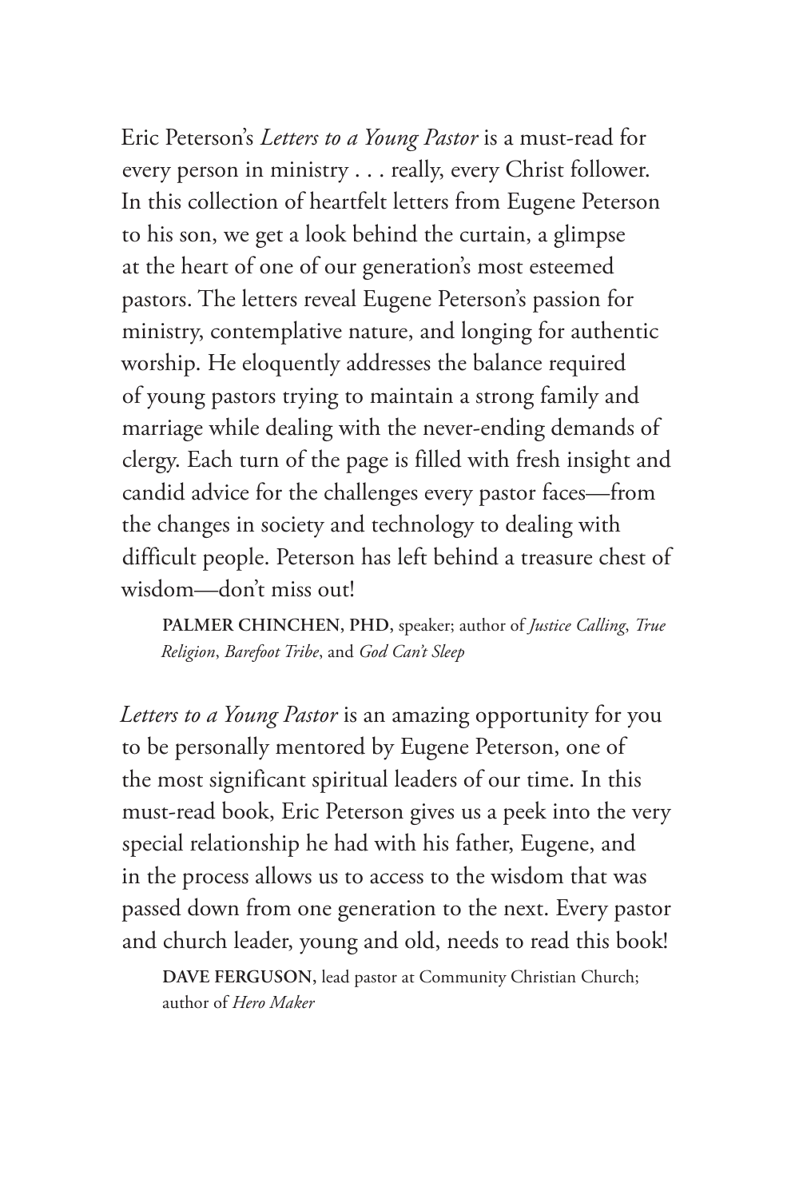Eric Peterson's *Letters to a Young Pastor* is a must-read for every person in ministry . . . really, every Christ follower. In this collection of heartfelt letters from Eugene Peterson to his son, we get a look behind the curtain, a glimpse at the heart of one of our generation's most esteemed pastors. The letters reveal Eugene Peterson's passion for ministry, contemplative nature, and longing for authentic worship. He eloquently addresses the balance required of young pastors trying to maintain a strong family and marriage while dealing with the never-ending demands of clergy. Each turn of the page is filled with fresh insight and candid advice for the challenges every pastor faces—from the changes in society and technology to dealing with difficult people. Peterson has left behind a treasure chest of wisdom—don't miss out!

> **PALMER CHINCHEN, PHD,** speaker; author of *Justice Calling*, *True Religion*, *Barefoot Tribe*, and *God Can't Sleep*

*Letters to a Young Pastor* is an amazing opportunity for you to be personally mentored by Eugene Peterson, one of the most significant spiritual leaders of our time. In this must-read book, Eric Peterson gives us a peek into the very special relationship he had with his father, Eugene, and in the process allows us to access to the wisdom that was passed down from one generation to the next. Every pastor and church leader, young and old, needs to read this book!

> **DAVE FERGUSON,** lead pastor at Community Christian Church; author of *Hero Maker*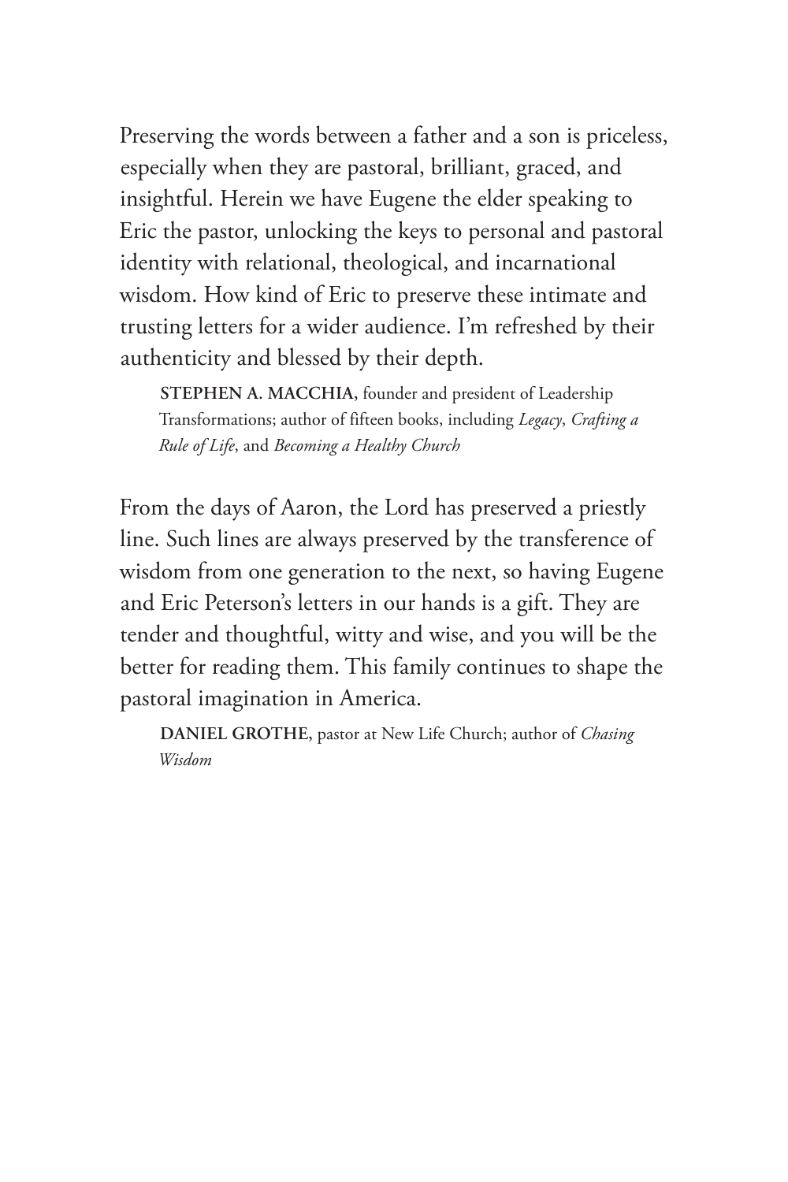Preserving the words between a father and a son is priceless, especially when they are pastoral, brilliant, graced, and insightful. Herein we have Eugene the elder speaking to Eric the pastor, unlocking the keys to personal and pastoral identity with relational, theological, and incarnational wisdom. How kind of Eric to preserve these intimate and trusting letters for a wider audience. I'm refreshed by their authenticity and blessed by their depth.

> **STEPHEN A. MACCHIA,** founder and president of Leadership Transformations; author of fifteen books, including *Legacy*, *Crafting a Rule of Life*, and *Becoming a Healthy Church*

From the days of Aaron, the Lord has preserved a priestly line. Such lines are always preserved by the transference of wisdom from one generation to the next, so having Eugene and Eric Peterson's letters in our hands is a gift. They are tender and thoughtful, witty and wise, and you will be the better for reading them. This family continues to shape the pastoral imagination in America.

> **DANIEL GROTHE,** pastor at New Life Church; author of *Chasing Wisdom*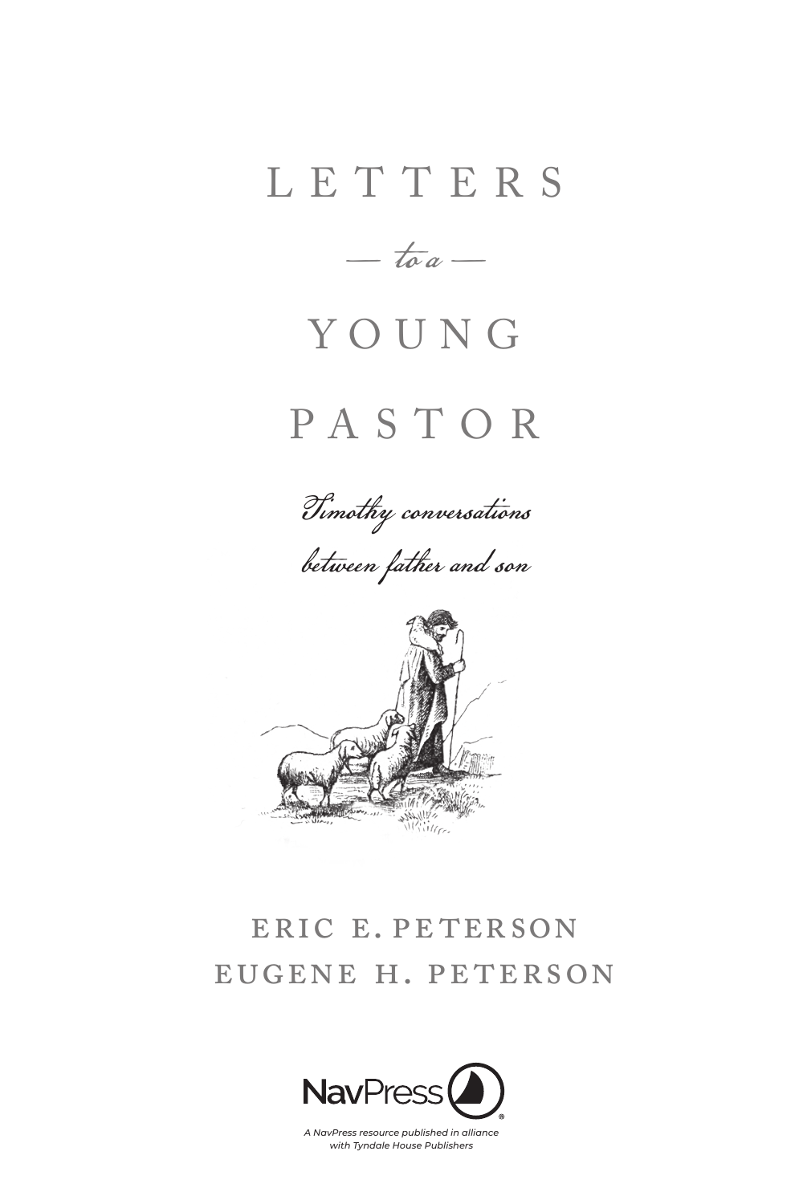# LETTERS

*— to a —*

# YOUNG PASTOR

*Timothy conversations between father and son*

ERIC E. PETERSON

EUGENE H. PETERSON

NavPress

*A NavPress resource published in alliance with Tyndale House Publishers*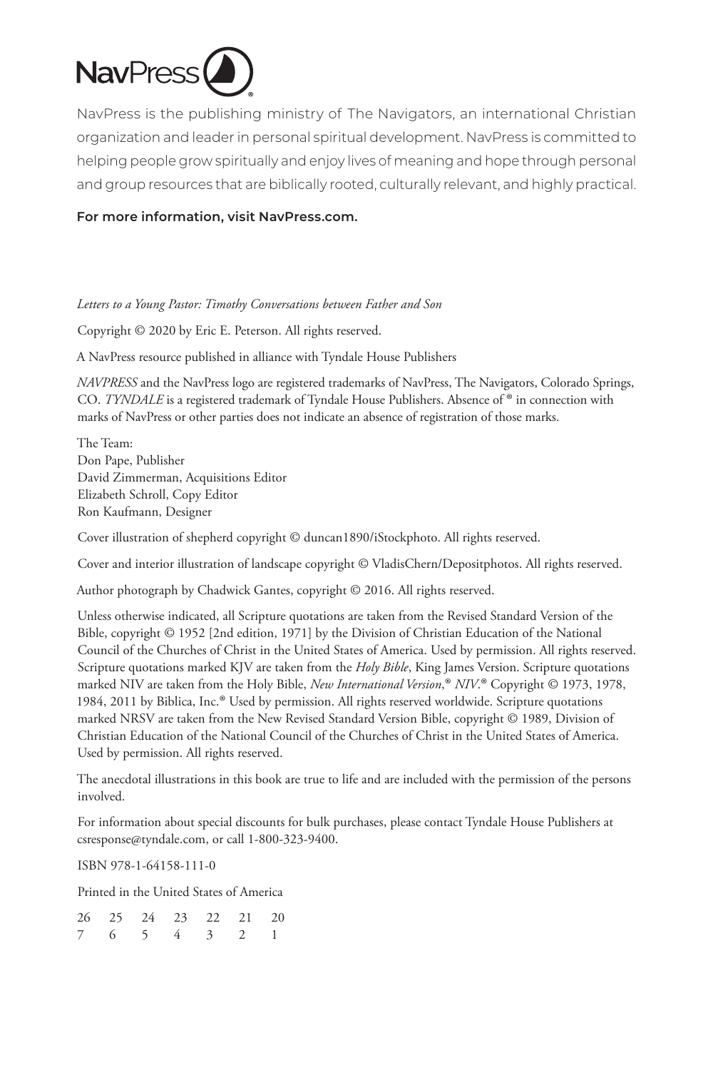NavPress

NavPress is the publishing ministry of The Navigators, an international Christian organization and leader in personal spiritual development. NavPress is committed to helping people grow spiritually and enjoy lives of meaning and hope through personal and group resources that are biblically rooted, culturally relevant, and highly practical.

**For more information, visit NavPress.com.**

*Letters to a Young Pastor: Timothy Conversations between Father and Son*

Copyright © 2020 by Eric E. Peterson. All rights reserved.

A NavPress resource published in alliance with Tyndale House Publishers

*NAVPRESS* and the NavPress logo are registered trademarks of NavPress, The Navigators, Colorado Springs, CO. *TYNDALE* is a registered trademark of Tyndale House Publishers. Absence of ® in connection with marks of NavPress or other parties does not indicate an absence of registration of those marks.

The Team:
Don Pape, Publisher
David Zimmerman, Acquisitions Editor
Elizabeth Schroll, Copy Editor
Ron Kaufmann, Designer

Cover illustration of shepherd copyright © duncan1890/iStockphoto. All rights reserved.

Cover and interior illustration of landscape copyright © VladisChern/Depositphotos. All rights reserved.

Author photograph by Chadwick Gantes, copyright © 2016. All rights reserved.

Unless otherwise indicated, all Scripture quotations are taken from the Revised Standard Version of the Bible, copyright © 1952 [2nd edition, 1971] by the Division of Christian Education of the National Council of the Churches of Christ in the United States of America. Used by permission. All rights reserved. Scripture quotations marked KJV are taken from the *Holy Bible*, King James Version. Scripture quotations marked NIV are taken from the Holy Bible, *New International Version*,® *NIV*.® Copyright © 1973, 1978, 1984, 2011 by Biblica, Inc.® Used by permission. All rights reserved worldwide. Scripture quotations marked NRSV are taken from the New Revised Standard Version Bible, copyright © 1989, Division of Christian Education of the National Council of the Churches of Christ in the United States of America. Used by permission. All rights reserved.

The anecdotal illustrations in this book are true to life and are included with the permission of the persons involved.

For information about special discounts for bulk purchases, please contact Tyndale House Publishers at csresponse@tyndale.com, or call 1-800-323-9400.

ISBN 978-1-64158-111-0

Printed in the United States of America

26 25 24 23 22 21 20
7 6 5 4 3 2 1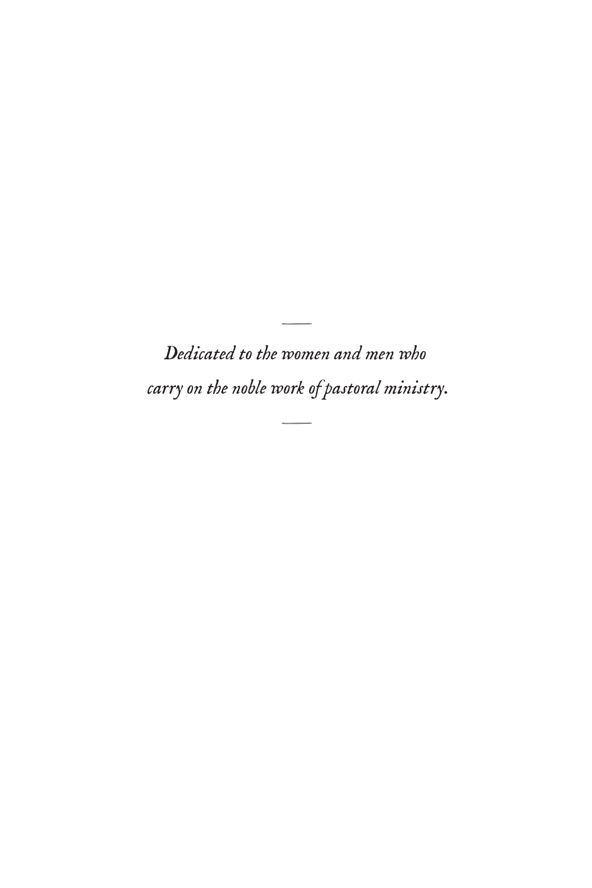*Dedicated to the women and men who carry on the noble work of pastoral ministry.*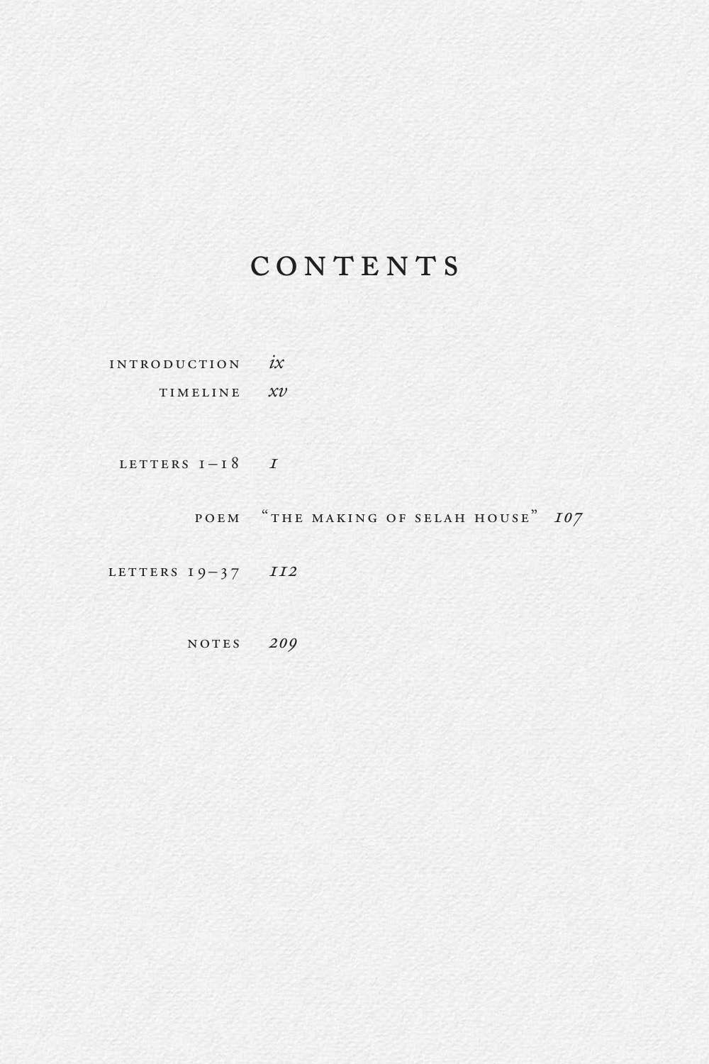# CONTENTS

INTRODUCTION *ix*

TIMELINE *xv*

LETTERS 1–18 *1*

POEM "THE MAKING OF SELAH HOUSE" *107*

LETTERS 19–37 *112*

NOTES *209*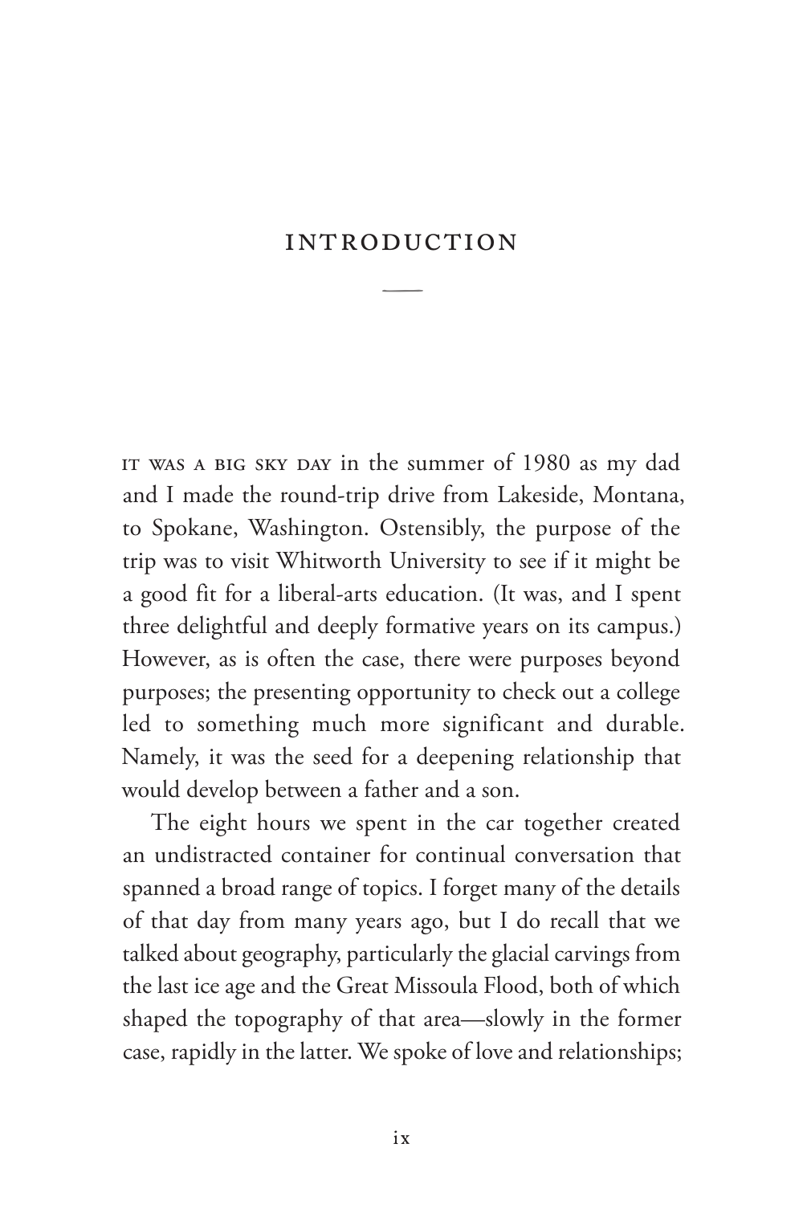# INTRODUCTION

IT WAS A BIG SKY DAY in the summer of 1980 as my dad and I made the round-trip drive from Lakeside, Montana, to Spokane, Washington. Ostensibly, the purpose of the trip was to visit Whitworth University to see if it might be a good fit for a liberal-arts education. (It was, and I spent three delightful and deeply formative years on its campus.) However, as is often the case, there were purposes beyond purposes; the presenting opportunity to check out a college led to something much more significant and durable. Namely, it was the seed for a deepening relationship that would develop between a father and a son.

The eight hours we spent in the car together created an undistracted container for continual conversation that spanned a broad range of topics. I forget many of the details of that day from many years ago, but I do recall that we talked about geography, particularly the glacial carvings from the last ice age and the Great Missoula Flood, both of which shaped the topography of that area—slowly in the former case, rapidly in the latter. We spoke of love and relationships;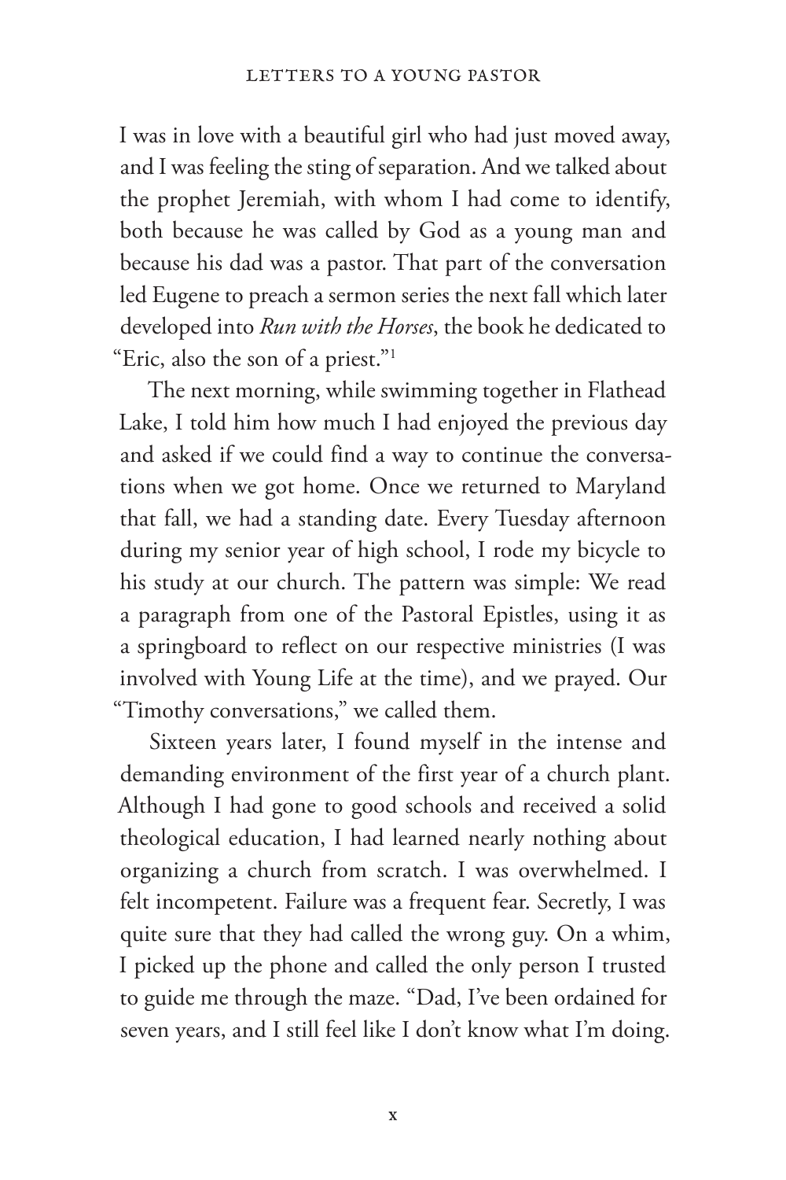I was in love with a beautiful girl who had just moved away, and I was feeling the sting of separation. And we talked about the prophet Jeremiah, with whom I had come to identify, both because he was called by God as a young man and because his dad was a pastor. That part of the conversation led Eugene to preach a sermon series the next fall which later developed into *Run with the Horses*, the book he dedicated to "Eric, also the son of a priest."[1]

The next morning, while swimming together in Flathead Lake, I told him how much I had enjoyed the previous day and asked if we could find a way to continue the conversations when we got home. Once we returned to Maryland that fall, we had a standing date. Every Tuesday afternoon during my senior year of high school, I rode my bicycle to his study at our church. The pattern was simple: We read a paragraph from one of the Pastoral Epistles, using it as a springboard to reflect on our respective ministries (I was involved with Young Life at the time), and we prayed. Our "Timothy conversations," we called them.

Sixteen years later, I found myself in the intense and demanding environment of the first year of a church plant. Although I had gone to good schools and received a solid theological education, I had learned nearly nothing about organizing a church from scratch. I was overwhelmed. I felt incompetent. Failure was a frequent fear. Secretly, I was quite sure that they had called the wrong guy. On a whim, I picked up the phone and called the only person I trusted to guide me through the maze. "Dad, I've been ordained for seven years, and I still feel like I don't know what I'm doing.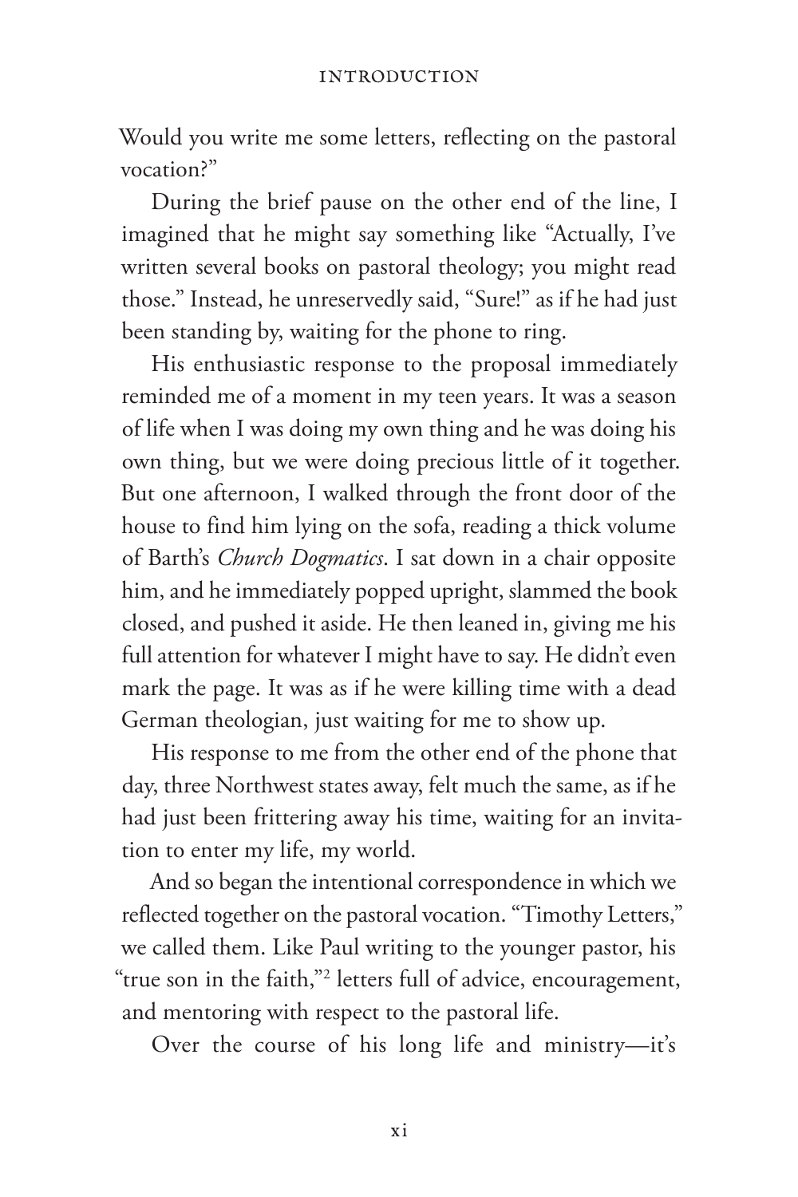Would you write me some letters, reflecting on the pastoral vocation?"

During the brief pause on the other end of the line, I imagined that he might say something like "Actually, I've written several books on pastoral theology; you might read those." Instead, he unreservedly said, "Sure!" as if he had just been standing by, waiting for the phone to ring.

His enthusiastic response to the proposal immediately reminded me of a moment in my teen years. It was a season of life when I was doing my own thing and he was doing his own thing, but we were doing precious little of it together. But one afternoon, I walked through the front door of the house to find him lying on the sofa, reading a thick volume of Barth's *Church Dogmatics*. I sat down in a chair opposite him, and he immediately popped upright, slammed the book closed, and pushed it aside. He then leaned in, giving me his full attention for whatever I might have to say. He didn't even mark the page. It was as if he were killing time with a dead German theologian, just waiting for me to show up.

His response to me from the other end of the phone that day, three Northwest states away, felt much the same, as if he had just been frittering away his time, waiting for an invitation to enter my life, my world.

And so began the intentional correspondence in which we reflected together on the pastoral vocation. "Timothy Letters," we called them. Like Paul writing to the younger pastor, his "true son in the faith,"[2] letters full of advice, encouragement, and mentoring with respect to the pastoral life.

Over the course of his long life and ministry—it's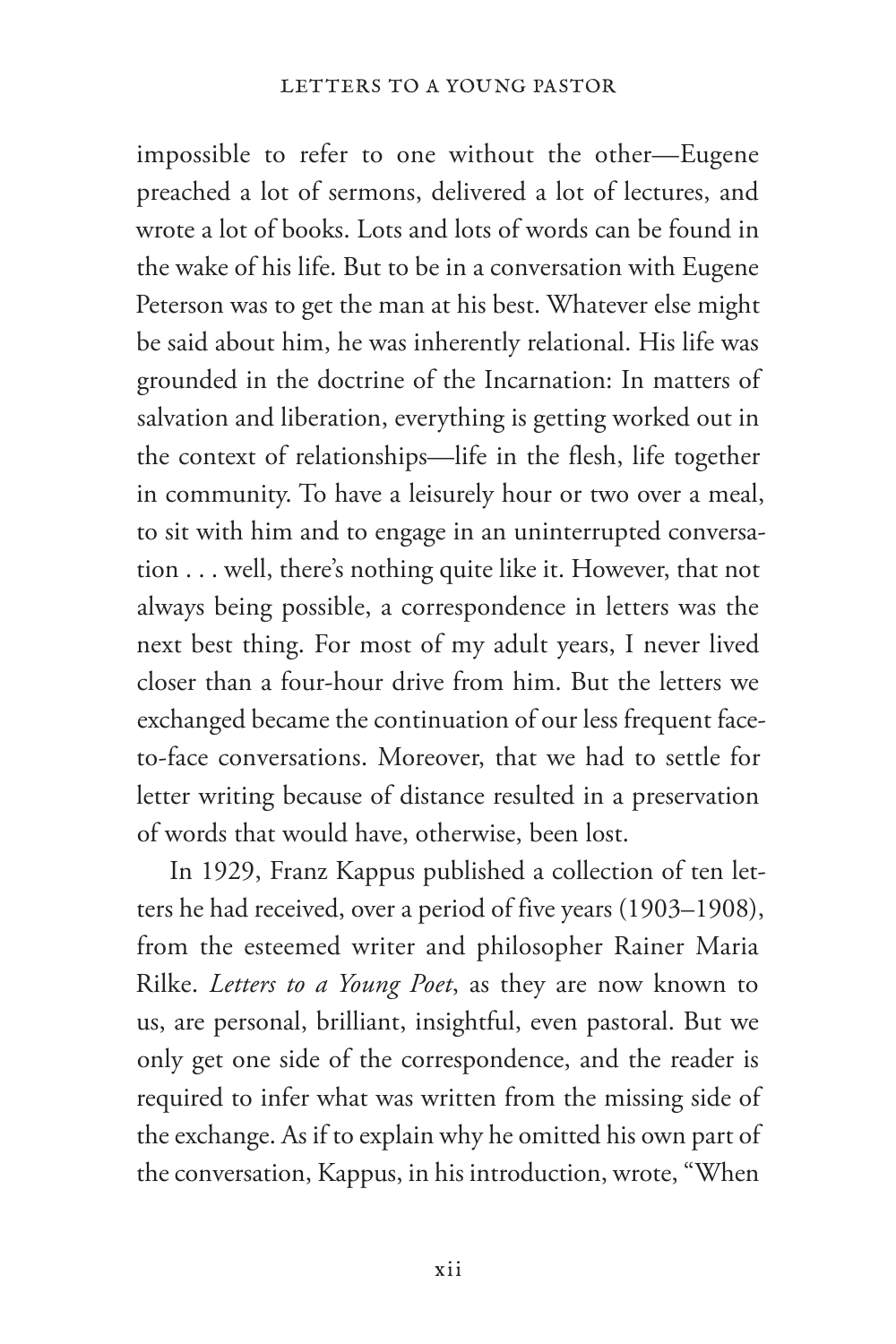impossible to refer to one without the other—Eugene preached a lot of sermons, delivered a lot of lectures, and wrote a lot of books. Lots and lots of words can be found in the wake of his life. But to be in a conversation with Eugene Peterson was to get the man at his best. Whatever else might be said about him, he was inherently relational. His life was grounded in the doctrine of the Incarnation: In matters of salvation and liberation, everything is getting worked out in the context of relationships—life in the flesh, life together in community. To have a leisurely hour or two over a meal, to sit with him and to engage in an uninterrupted conversation . . . well, there's nothing quite like it. However, that not always being possible, a correspondence in letters was the next best thing. For most of my adult years, I never lived closer than a four-hour drive from him. But the letters we exchanged became the continuation of our less frequent face-to-face conversations. Moreover, that we had to settle for letter writing because of distance resulted in a preservation of words that would have, otherwise, been lost.

In 1929, Franz Kappus published a collection of ten letters he had received, over a period of five years (1903–1908), from the esteemed writer and philosopher Rainer Maria Rilke. *Letters to a Young Poet*, as they are now known to us, are personal, brilliant, insightful, even pastoral. But we only get one side of the correspondence, and the reader is required to infer what was written from the missing side of the exchange. As if to explain why he omitted his own part of the conversation, Kappus, in his introduction, wrote, "When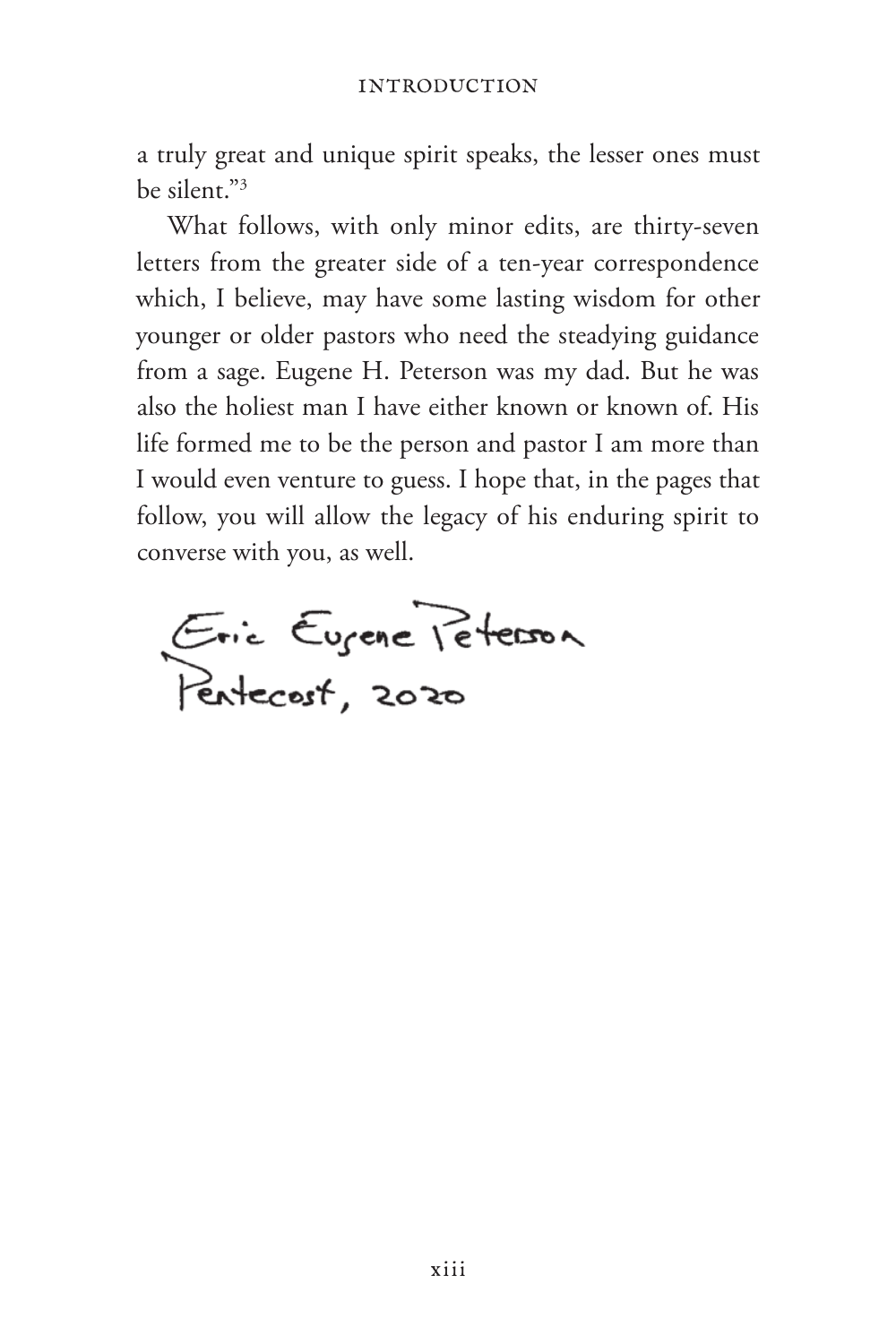a truly great and unique spirit speaks, the lesser ones must be silent."[3]

What follows, with only minor edits, are thirty-seven letters from the greater side of a ten-year correspondence which, I believe, may have some lasting wisdom for other younger or older pastors who need the steadying guidance from a sage. Eugene H. Peterson was my dad. But he was also the holiest man I have either known or known of. His life formed me to be the person and pastor I am more than I would even venture to guess. I hope that, in the pages that follow, you will allow the legacy of his enduring spirit to converse with you, as well.

Eric Eugene Peterson
Pentecost, 2020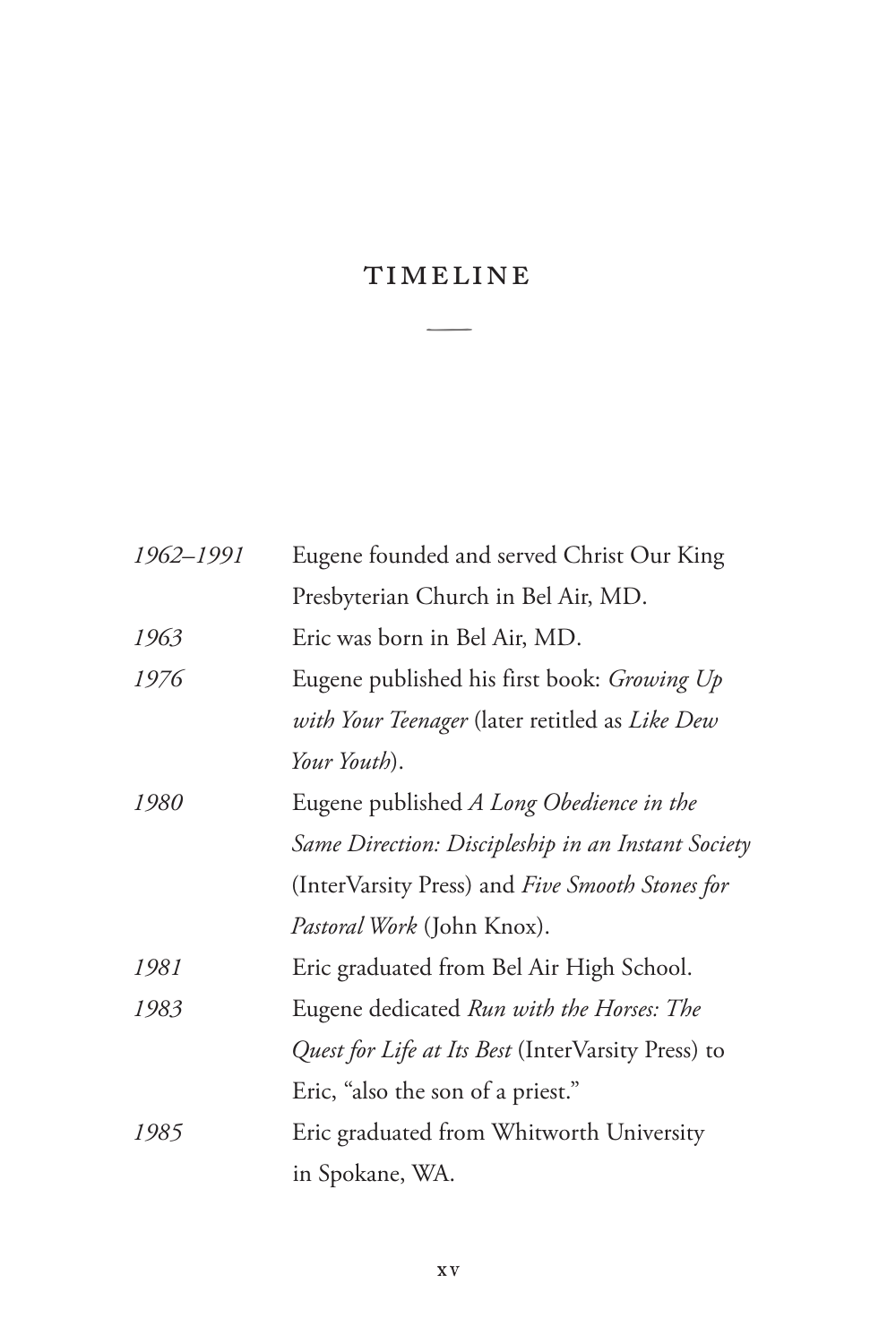# TIMELINE

| | |
|---|---|
| *1962–1991* | Eugene founded and served Christ Our King Presbyterian Church in Bel Air, MD. |
| *1963* | Eric was born in Bel Air, MD. |
| *1976* | Eugene published his first book: *Growing Up with Your Teenager* (later retitled as *Like Dew Your Youth*). |
| *1980* | Eugene published *A Long Obedience in the Same Direction: Discipleship in an Instant Society* (InterVarsity Press) and *Five Smooth Stones for Pastoral Work* (John Knox). |
| *1981* | Eric graduated from Bel Air High School. |
| *1983* | Eugene dedicated *Run with the Horses: The Quest for Life at Its Best* (InterVarsity Press) to Eric, "also the son of a priest." |
| *1985* | Eric graduated from Whitworth University in Spokane, WA. |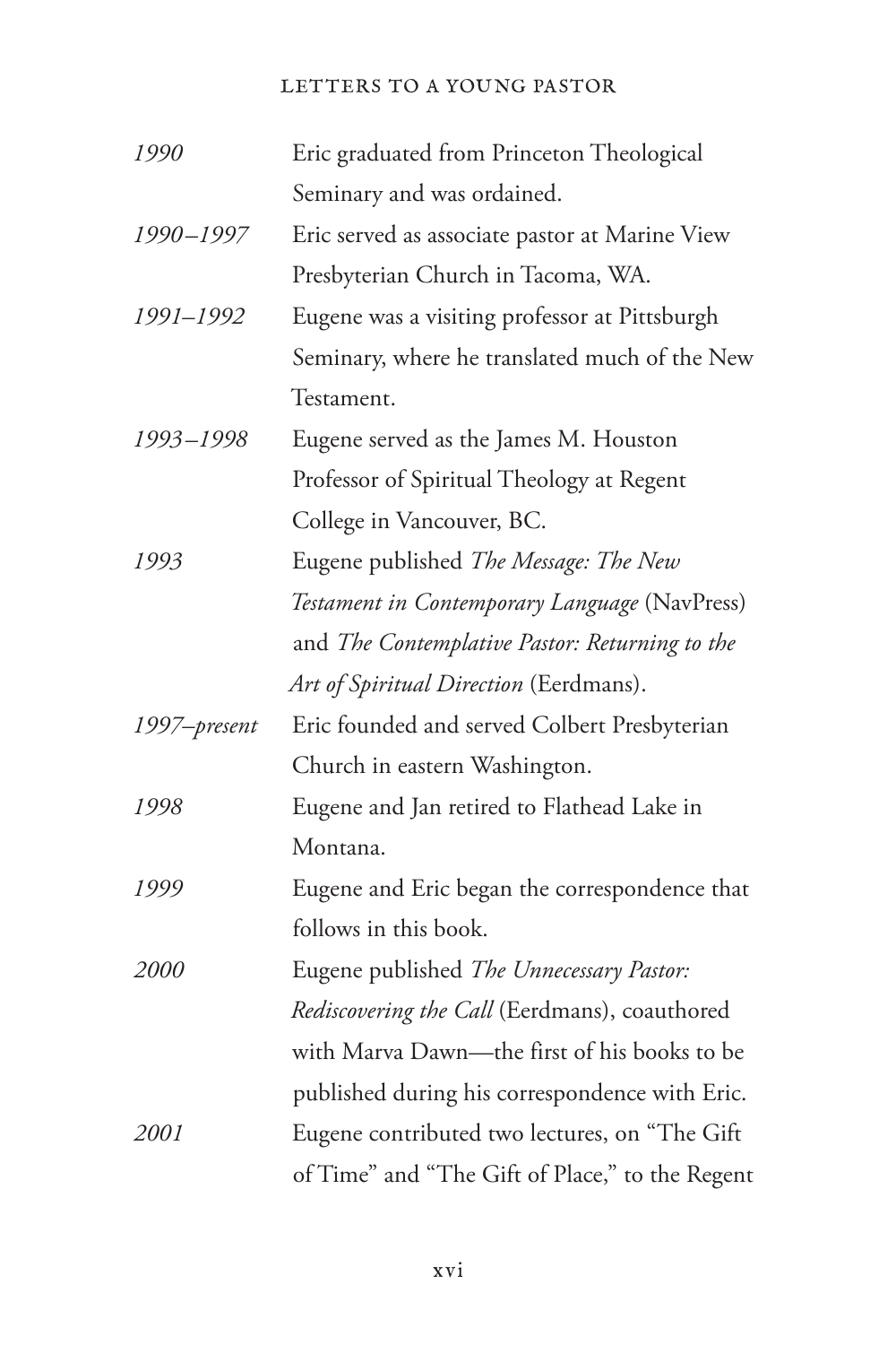| | |
|---|---|
| *1990* | Eric graduated from Princeton Theological Seminary and was ordained. |
| *1990–1997* | Eric served as associate pastor at Marine View Presbyterian Church in Tacoma, WA. |
| *1991–1992* | Eugene was a visiting professor at Pittsburgh Seminary, where he translated much of the New Testament. |
| *1993–1998* | Eugene served as the James M. Houston Professor of Spiritual Theology at Regent College in Vancouver, BC. |
| *1993* | Eugene published *The Message: The New Testament in Contemporary Language* (NavPress) and *The Contemplative Pastor: Returning to the Art of Spiritual Direction* (Eerdmans). |
| *1997–present* | Eric founded and served Colbert Presbyterian Church in eastern Washington. |
| *1998* | Eugene and Jan retired to Flathead Lake in Montana. |
| *1999* | Eugene and Eric began the correspondence that follows in this book. |
| *2000* | Eugene published *The Unnecessary Pastor: Rediscovering the Call* (Eerdmans), coauthored with Marva Dawn—the first of his books to be published during his correspondence with Eric. |
| *2001* | Eugene contributed two lectures, on "The Gift of Time" and "The Gift of Place," to the Regent |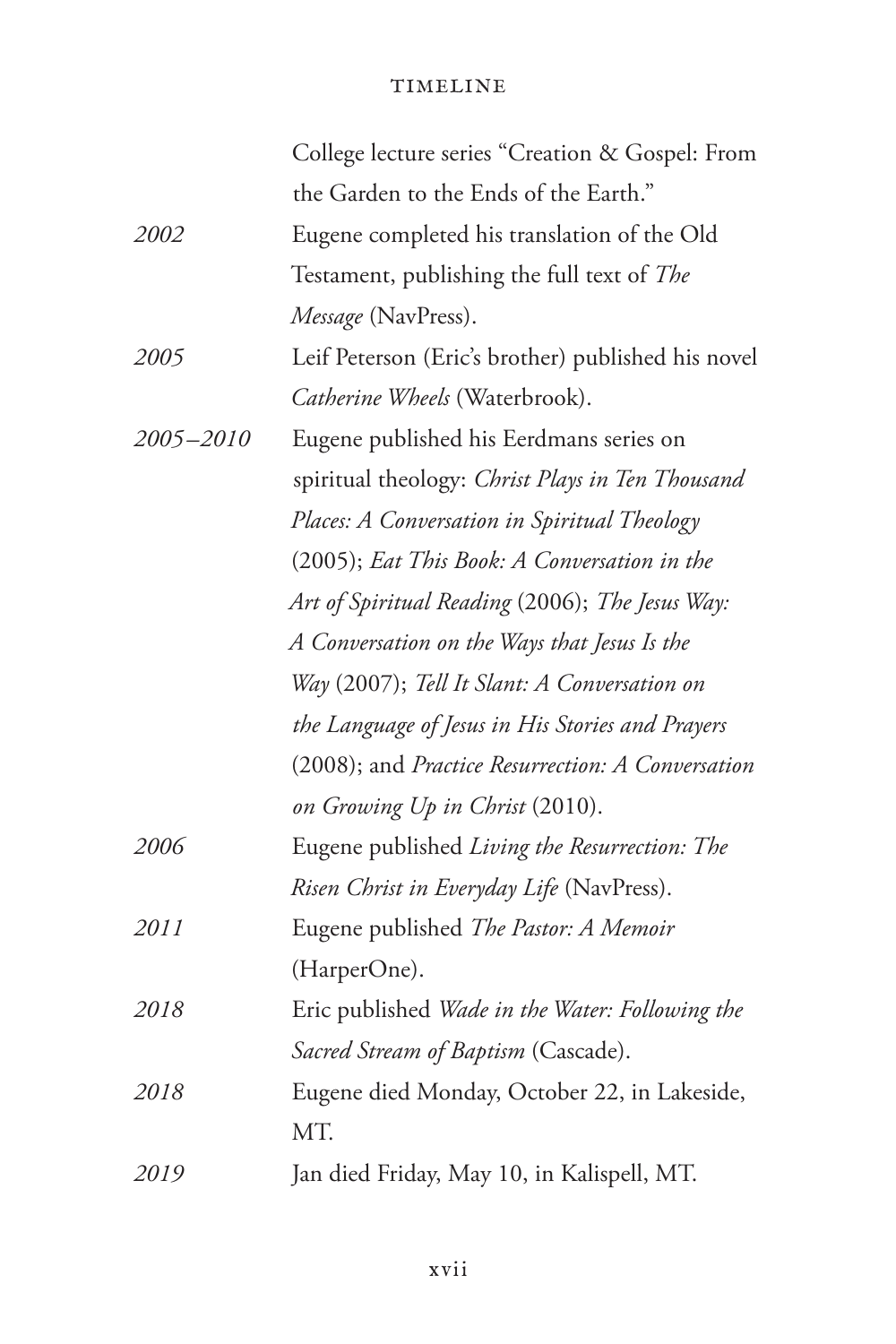College lecture series "Creation & Gospel: From the Garden to the Ends of the Earth."

*2002* Eugene completed his translation of the Old Testament, publishing the full text of *The Message* (NavPress).

*2005* Leif Peterson (Eric's brother) published his novel *Catherine Wheels* (Waterbrook).

*2005–2010* Eugene published his Eerdmans series on spiritual theology: *Christ Plays in Ten Thousand Places: A Conversation in Spiritual Theology* (2005); *Eat This Book: A Conversation in the Art of Spiritual Reading* (2006); *The Jesus Way: A Conversation on the Ways that Jesus Is the Way* (2007); *Tell It Slant: A Conversation on the Language of Jesus in His Stories and Prayers* (2008); and *Practice Resurrection: A Conversation on Growing Up in Christ* (2010).

*2006* Eugene published *Living the Resurrection: The Risen Christ in Everyday Life* (NavPress).

*2011* Eugene published *The Pastor: A Memoir* (HarperOne).

*2018* Eric published *Wade in the Water: Following the Sacred Stream of Baptism* (Cascade).

*2018* Eugene died Monday, October 22, in Lakeside, MT.

*2019* Jan died Friday, May 10, in Kalispell, MT.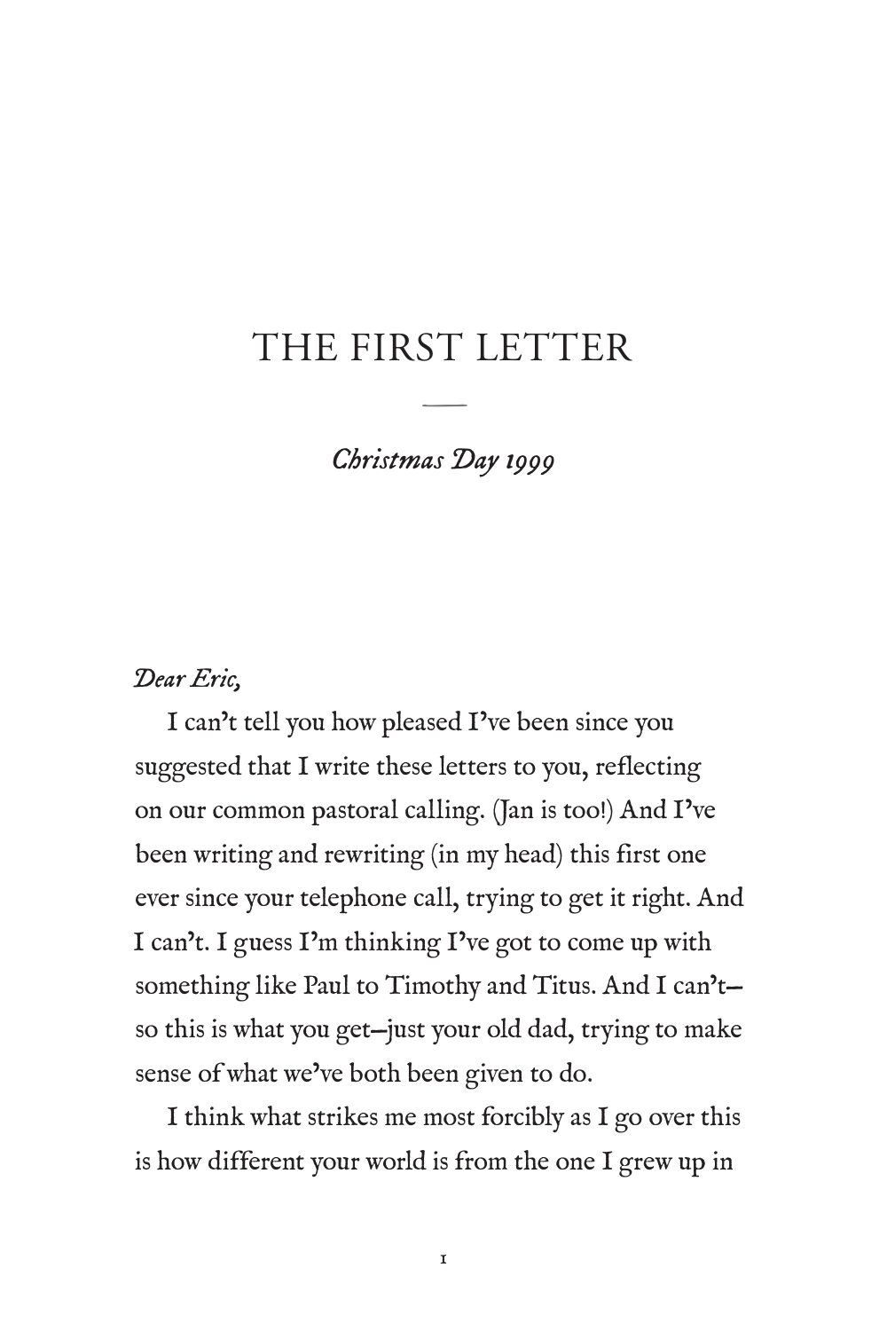# THE FIRST LETTER

*Christmas Day 1999*

*Dear Eric,*

I can't tell you how pleased I've been since you suggested that I write these letters to you, reflecting on our common pastoral calling. (Jan is too!) And I've been writing and rewriting (in my head) this first one ever since your telephone call, trying to get it right. And I can't. I guess I'm thinking I've got to come up with something like Paul to Timothy and Titus. And I can't—so this is what you get—just your old dad, trying to make sense of what we've both been given to do.

I think what strikes me most forcibly as I go over this is how different your world is from the one I grew up in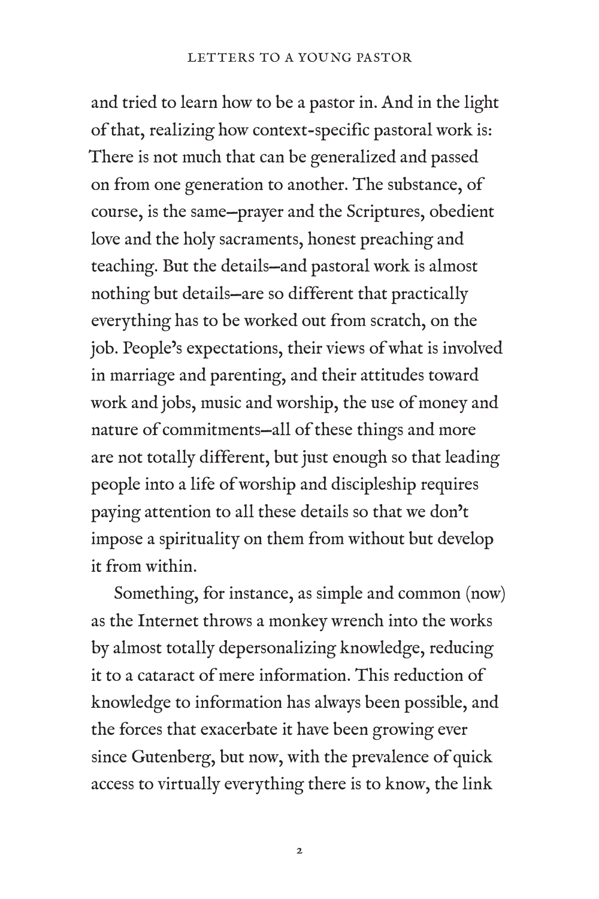and tried to learn how to be a pastor in. And in the light of that, realizing how context-specific pastoral work is: There is not much that can be generalized and passed on from one generation to another. The substance, of course, is the same—prayer and the Scriptures, obedient love and the holy sacraments, honest preaching and teaching. But the details—and pastoral work is almost nothing but details—are so different that practically everything has to be worked out from scratch, on the job. People's expectations, their views of what is involved in marriage and parenting, and their attitudes toward work and jobs, music and worship, the use of money and nature of commitments—all of these things and more are not totally different, but just enough so that leading people into a life of worship and discipleship requires paying attention to all these details so that we don't impose a spirituality on them from without but develop it from within.

Something, for instance, as simple and common (now) as the Internet throws a monkey wrench into the works by almost totally depersonalizing knowledge, reducing it to a cataract of mere information. This reduction of knowledge to information has always been possible, and the forces that exacerbate it have been growing ever since Gutenberg, but now, with the prevalence of quick access to virtually everything there is to know, the link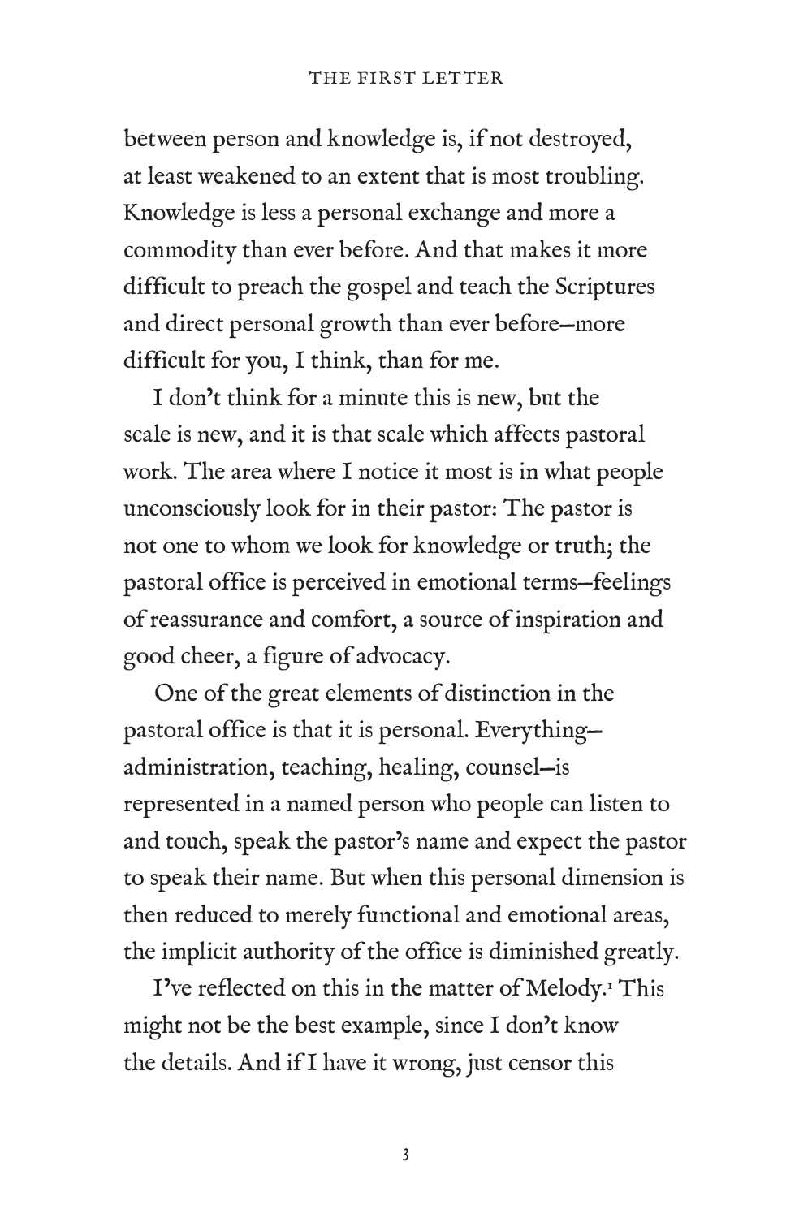between person and knowledge is, if not destroyed, at least weakened to an extent that is most troubling. Knowledge is less a personal exchange and more a commodity than ever before. And that makes it more difficult to preach the gospel and teach the Scriptures and direct personal growth than ever before—more difficult for you, I think, than for me.

I don't think for a minute this is new, but the scale is new, and it is that scale which affects pastoral work. The area where I notice it most is in what people unconsciously look for in their pastor: The pastor is not one to whom we look for knowledge or truth; the pastoral office is perceived in emotional terms—feelings of reassurance and comfort, a source of inspiration and good cheer, a figure of advocacy.

One of the great elements of distinction in the pastoral office is that it is personal. Everything—administration, teaching, healing, counsel—is represented in a named person who people can listen to and touch, speak the pastor's name and expect the pastor to speak their name. But when this personal dimension is then reduced to merely functional and emotional areas, the implicit authority of the office is diminished greatly.

I've reflected on this in the matter of Melody.[1] This might not be the best example, since I don't know the details. And if I have it wrong, just censor this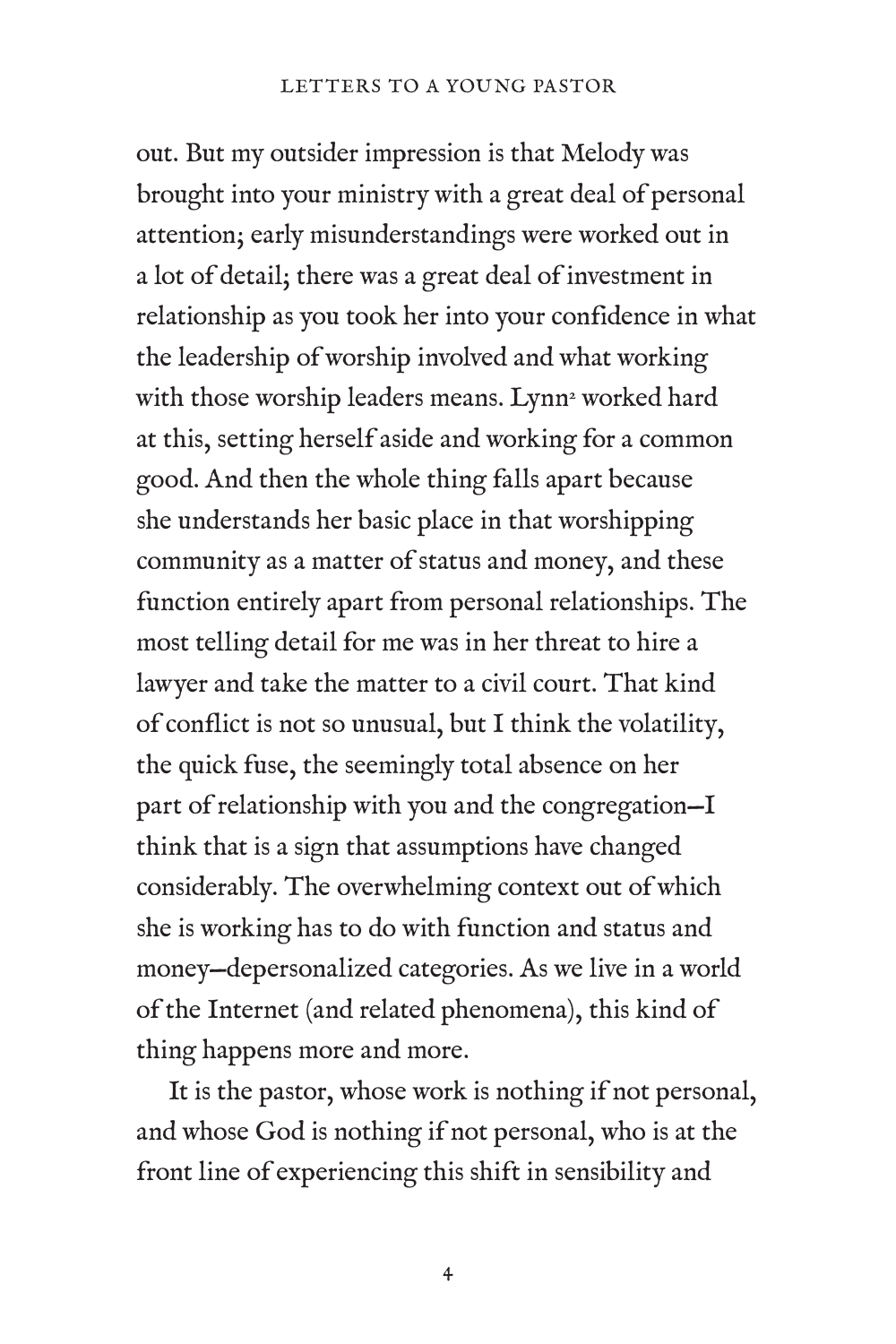out. But my outsider impression is that Melody was brought into your ministry with a great deal of personal attention; early misunderstandings were worked out in a lot of detail; there was a great deal of investment in relationship as you took her into your confidence in what the leadership of worship involved and what working with those worship leaders means. Lynn[2] worked hard at this, setting herself aside and working for a common good. And then the whole thing falls apart because she understands her basic place in that worshipping community as a matter of status and money, and these function entirely apart from personal relationships. The most telling detail for me was in her threat to hire a lawyer and take the matter to a civil court. That kind of conflict is not so unusual, but I think the volatility, the quick fuse, the seemingly total absence on her part of relationship with you and the congregation—I think that is a sign that assumptions have changed considerably. The overwhelming context out of which she is working has to do with function and status and money—depersonalized categories. As we live in a world of the Internet (and related phenomena), this kind of thing happens more and more.

It is the pastor, whose work is nothing if not personal, and whose God is nothing if not personal, who is at the front line of experiencing this shift in sensibility and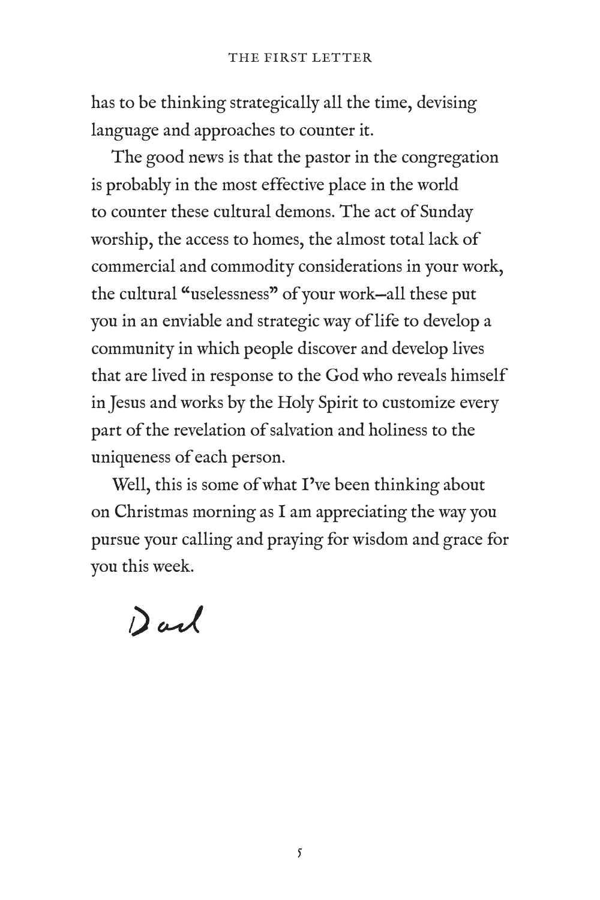has to be thinking strategically all the time, devising language and approaches to counter it.

The good news is that the pastor in the congregation is probably in the most effective place in the world to counter these cultural demons. The act of Sunday worship, the access to homes, the almost total lack of commercial and commodity considerations in your work, the cultural "uselessness" of your work—all these put you in an enviable and strategic way of life to develop a community in which people discover and develop lives that are lived in response to the God who reveals himself in Jesus and works by the Holy Spirit to customize every part of the revelation of salvation and holiness to the uniqueness of each person.

Well, this is some of what I've been thinking about on Christmas morning as I am appreciating the way you pursue your calling and praying for wisdom and grace for you this week.

Dad